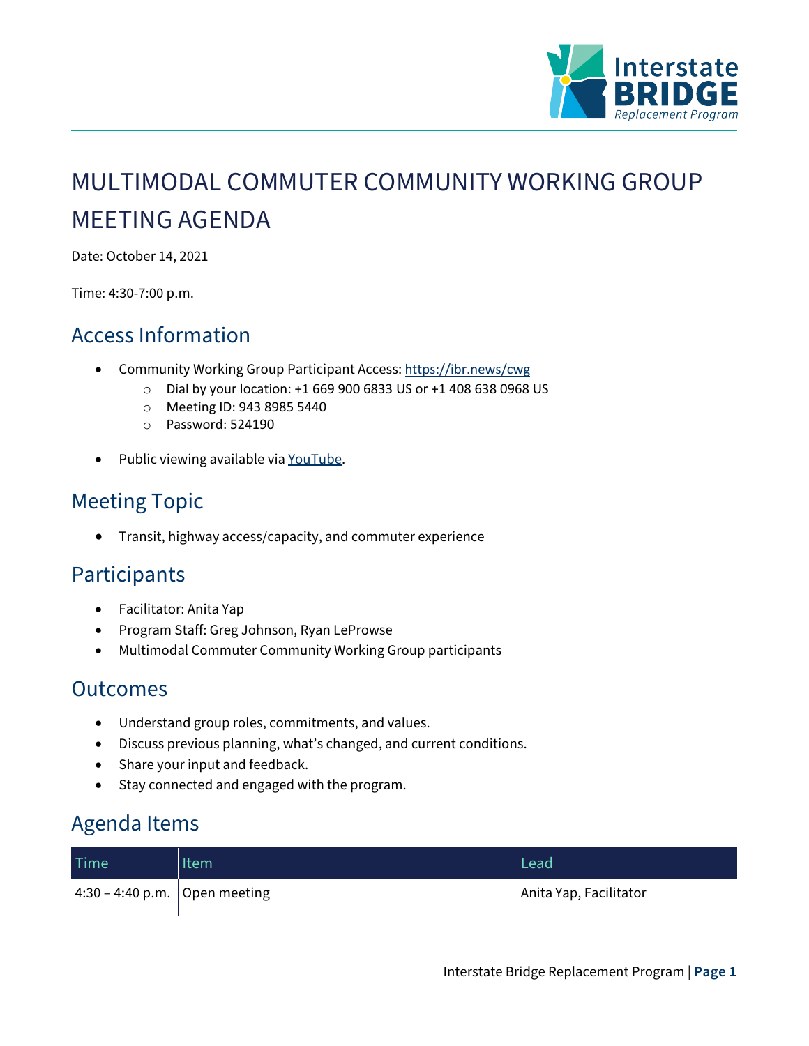# MULTIMODAL COMMUTER COMMUNITY WORKING GROUP MEETING AGENDA

Date: October 14, 2021

Time: 4:30-7:00 p.m.

## Access Information

- Community Working Group Participant Access: https://ibr.news/cwg
  - Dial by your location: +1 669 900 6833 US or +1 408 638 0968 US
  - Meeting ID: 943 8985 5440
  - Password: 524190
- Public viewing available via YouTube.

## Meeting Topic

- Transit, highway access/capacity, and commuter experience

## Participants

- Facilitator: Anita Yap
- Program Staff: Greg Johnson, Ryan LeProwse
- Multimodal Commuter Community Working Group participants

## Outcomes

- Understand group roles, commitments, and values.
- Discuss previous planning, what's changed, and current conditions.
- Share your input and feedback.
- Stay connected and engaged with the program.

## Agenda Items

| Time | Item | Lead |
|---|---|---|
| 4:30 – 4:40 p.m. | Open meeting | Anita Yap, Facilitator |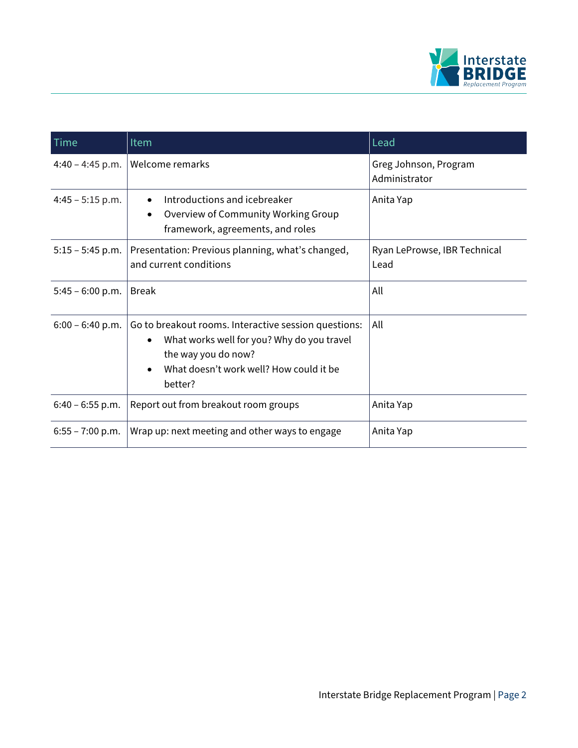| Time | Item | Lead |
|---|---|---|
| 4:40 – 4:45 p.m. | Welcome remarks | Greg Johnson, Program Administrator |
| 4:45 – 5:15 p.m. | • Introductions and icebreaker<br>• Overview of Community Working Group framework, agreements, and roles | Anita Yap |
| 5:15 – 5:45 p.m. | Presentation: Previous planning, what's changed, and current conditions | Ryan LeProwse, IBR Technical Lead |
| 5:45 – 6:00 p.m. | Break | All |
| 6:00 – 6:40 p.m. | Go to breakout rooms. Interactive session questions:<br>• What works well for you? Why do you travel the way you do now?<br>• What doesn't work well? How could it be better? | All |
| 6:40 – 6:55 p.m. | Report out from breakout room groups | Anita Yap |
| 6:55 – 7:00 p.m. | Wrap up: next meeting and other ways to engage | Anita Yap |